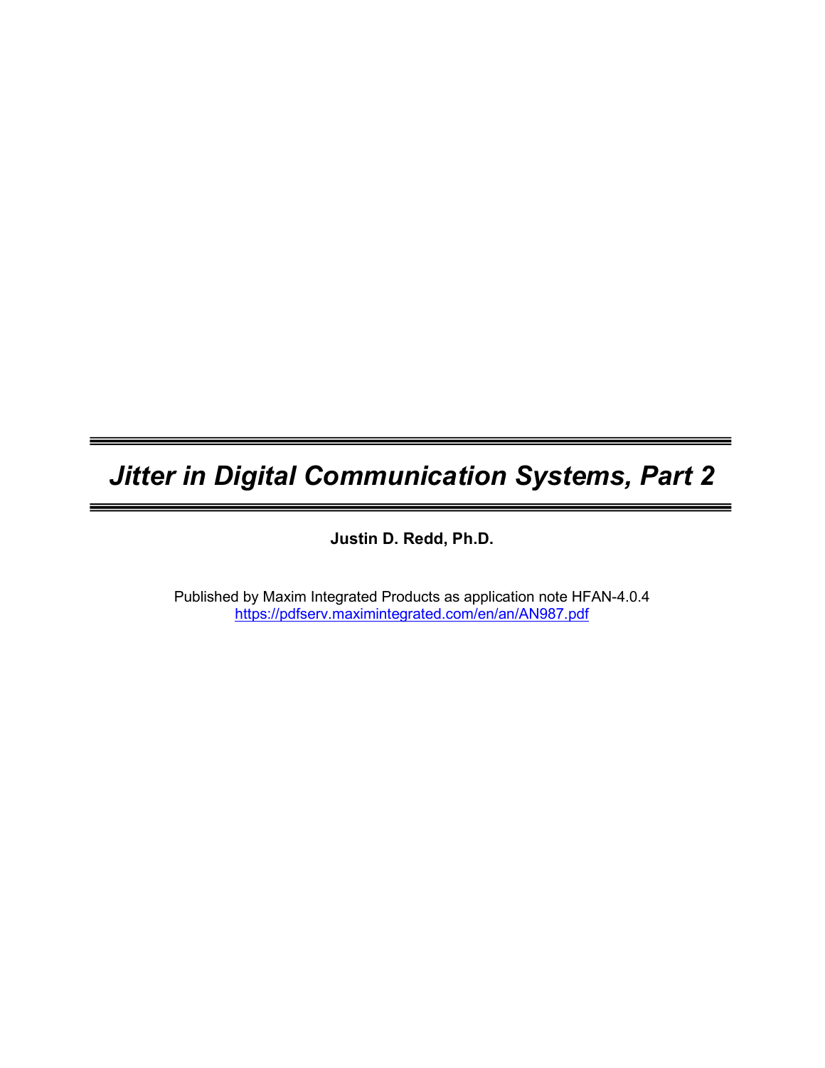# *Jitter in Digital Communication Systems, Part 2*

**Justin D. Redd, Ph.D.**

Published by Maxim Integrated Products as application note HFAN-4.0.4
https://pdfserv.maximintegrated.com/en/an/AN987.pdf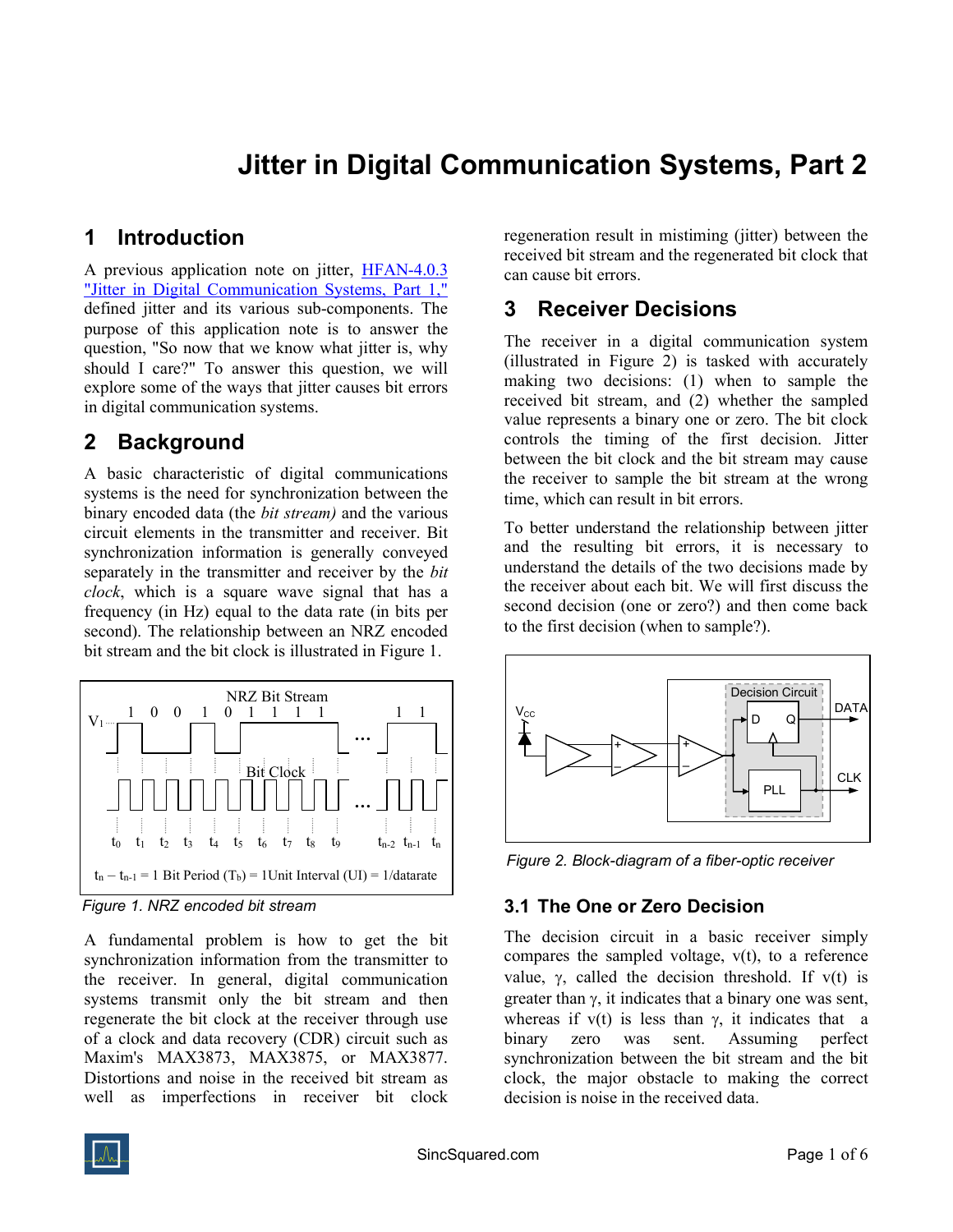# Jitter in Digital Communication Systems, Part 2

## 1 Introduction

A previous application note on jitter, [HFAN-4.0.3 "Jitter in Digital Communication Systems, Part 1,"](HFAN-4.0.3) defined jitter and its various sub-components. The purpose of this application note is to answer the question, "So now that we know what jitter is, why should I care?" To answer this question, we will explore some of the ways that jitter causes bit errors in digital communication systems.

## 2 Background

A basic characteristic of digital communications systems is the need for synchronization between the binary encoded data (the *bit stream)* and the various circuit elements in the transmitter and receiver. Bit synchronization information is generally conveyed separately in the transmitter and receiver by the *bit clock*, which is a square wave signal that has a frequency (in Hz) equal to the data rate (in bits per second). The relationship between an NRZ encoded bit stream and the bit clock is illustrated in Figure 1.

$t_n - t_{n-1}$ = 1 Bit Period ($T_b$) = 1Unit Interval (UI) = 1/datarate

*Figure 1. NRZ encoded bit stream*

A fundamental problem is how to get the bit synchronization information from the transmitter to the receiver. In general, digital communication systems transmit only the bit stream and then regenerate the bit clock at the receiver through use of a clock and data recovery (CDR) circuit such as Maxim's MAX3873, MAX3875, or MAX3877. Distortions and noise in the received bit stream as well as imperfections in receiver bit clock regeneration result in mistiming (jitter) between the received bit stream and the regenerated bit clock that can cause bit errors.

## 3 Receiver Decisions

The receiver in a digital communication system (illustrated in Figure 2) is tasked with accurately making two decisions: (1) when to sample the received bit stream, and (2) whether the sampled value represents a binary one or zero. The bit clock controls the timing of the first decision. Jitter between the bit clock and the bit stream may cause the receiver to sample the bit stream at the wrong time, which can result in bit errors.

To better understand the relationship between jitter and the resulting bit errors, it is necessary to understand the details of the two decisions made by the receiver about each bit. We will first discuss the second decision (one or zero?) and then come back to the first decision (when to sample?).

*Figure 2. Block-diagram of a fiber-optic receiver*

### 3.1 The One or Zero Decision

The decision circuit in a basic receiver simply compares the sampled voltage, $v(t)$, to a reference value, $\gamma$, called the decision threshold. If $v(t)$ is greater than $\gamma$, it indicates that a binary one was sent, whereas if $v(t)$ is less than $\gamma$, it indicates that a binary zero was sent. Assuming perfect synchronization between the bit stream and the bit clock, the major obstacle to making the correct decision is noise in the received data.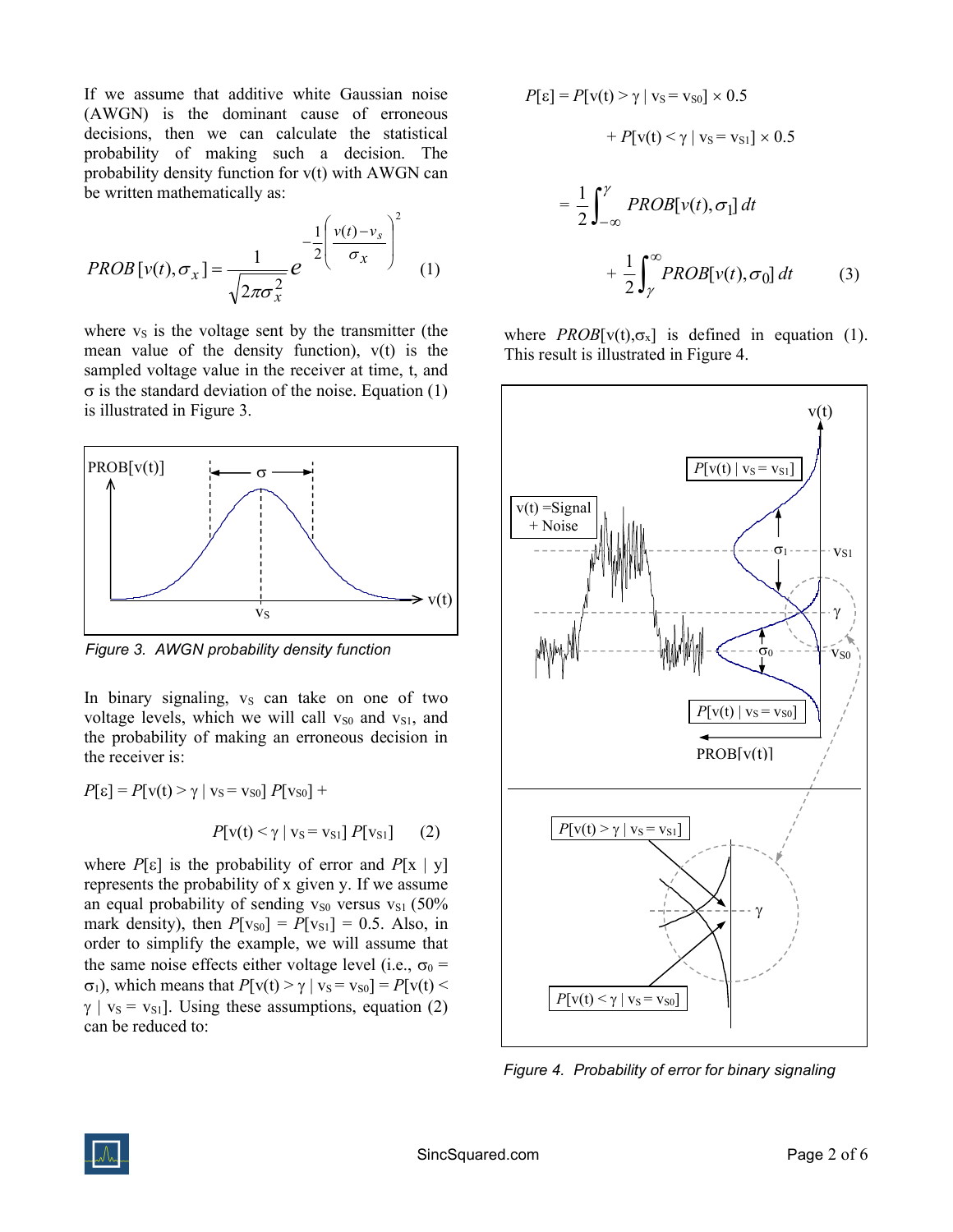If we assume that additive white Gaussian noise (AWGN) is the dominant cause of erroneous decisions, then we can calculate the statistical probability of making such a decision. The probability density function for v(t) with AWGN can be written mathematically as:

$$PROB[v(t), \sigma_x] = \frac{1}{\sqrt{2\pi\sigma_x^2}} e^{-\frac{1}{2}\left(\frac{v(t)-v_s}{\sigma_x}\right)^2} \quad (1)$$

where $v_S$ is the voltage sent by the transmitter (the mean value of the density function), v(t) is the sampled voltage value in the receiver at time, t, and σ is the standard deviation of the noise. Equation (1) is illustrated in Figure 3.

*Figure 3. AWGN probability density function*

In binary signaling, $v_S$ can take on one of two voltage levels, which we will call $v_{S0}$ and $v_{S1}$, and the probability of making an erroneous decision in the receiver is:

$$P[\varepsilon] = P[v(t) > \gamma \mid v_S = v_{S0}]\, P[v_{S0}] + P[v(t) < \gamma \mid v_S = v_{S1}]\, P[v_{S1}] \quad (2)$$

where $P[\varepsilon]$ is the probability of error and $P[x \mid y]$ represents the probability of x given y. If we assume an equal probability of sending $v_{S0}$ versus $v_{S1}$ (50% mark density), then $P[v_{S0}] = P[v_{S1}] = 0.5$. Also, in order to simplify the example, we will assume that the same noise effects either voltage level (i.e., $\sigma_0 = \sigma_1$), which means that $P[v(t) > \gamma \mid v_S = v_{S0}] = P[v(t) < \gamma \mid v_S = v_{S1}]$. Using these assumptions, equation (2) can be reduced to:

$$P[\varepsilon] = P[v(t) > \gamma \mid v_S = v_{S0}] \times 0.5 + P[v(t) < \gamma \mid v_S = v_{S1}] \times 0.5$$

$$= \frac{1}{2}\int_{-\infty}^{\gamma} PROB[v(t), \sigma_1]\, dt + \frac{1}{2}\int_{\gamma}^{\infty} PROB[v(t), \sigma_0]\, dt \quad (3)$$

where $PROB[v(t), \sigma_x]$ is defined in equation (1). This result is illustrated in Figure 4.

*Figure 4. Probability of error for binary signaling*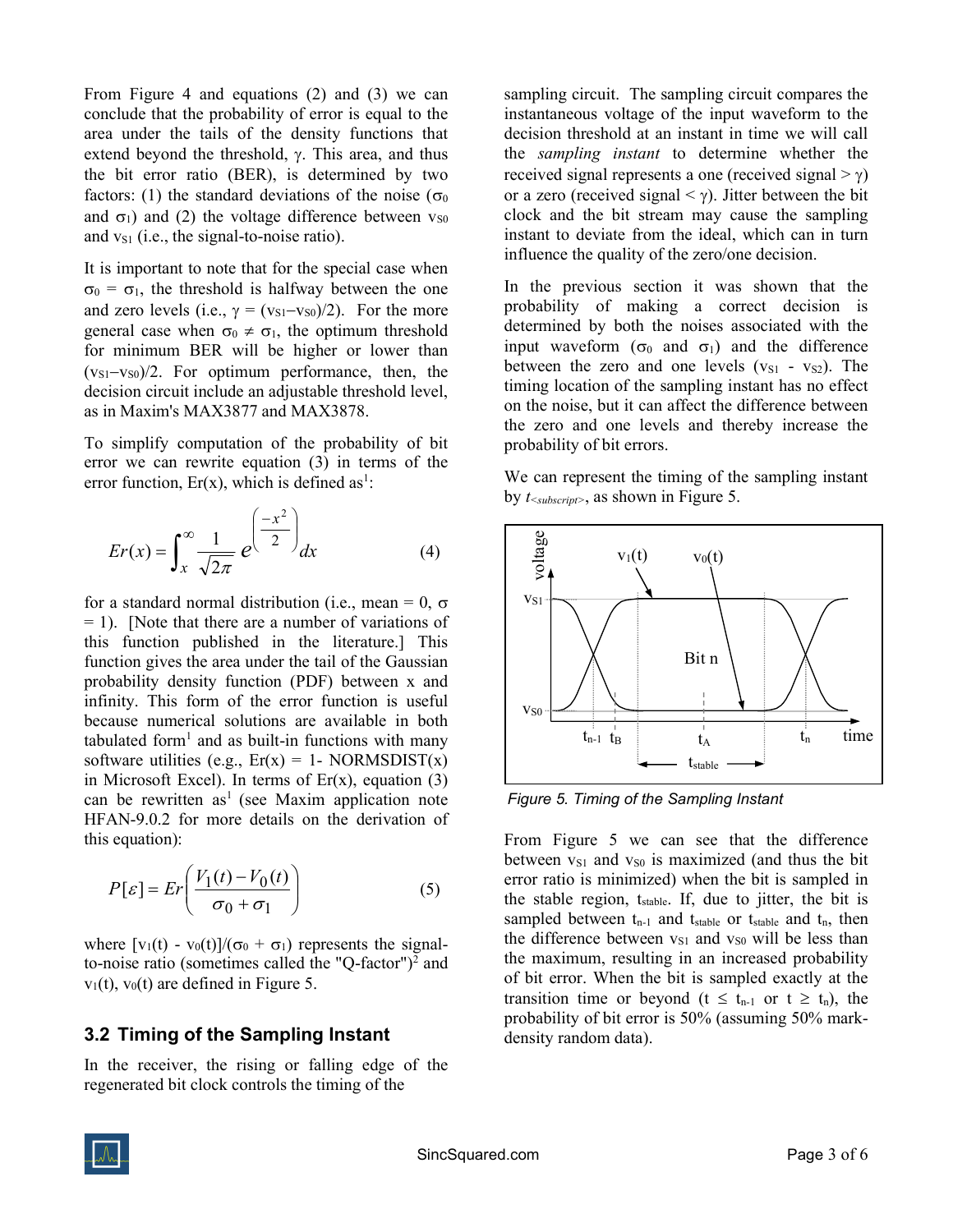From Figure 4 and equations (2) and (3) we can conclude that the probability of error is equal to the area under the tails of the density functions that extend beyond the threshold, $\gamma$. This area, and thus the bit error ratio (BER), is determined by two factors: (1) the standard deviations of the noise ($\sigma_0$ and $\sigma_1$) and (2) the voltage difference between $v_{S0}$ and $v_{S1}$ (i.e., the signal-to-noise ratio).

It is important to note that for the special case when $\sigma_0 = \sigma_1$, the threshold is halfway between the one and zero levels (i.e., $\gamma = (v_{S1} - v_{S0})/2$). For the more general case when $\sigma_0 \neq \sigma_1$, the optimum threshold for minimum BER will be higher or lower than $(v_{S1} - v_{S0})/2$. For optimum performance, then, the decision circuit include an adjustable threshold level, as in Maxim's MAX3877 and MAX3878.

To simplify computation of the probability of bit error we can rewrite equation (3) in terms of the error function, Er(x), which is defined as[1]:

$$Er(x) = \int_x^{\infty} \frac{1}{\sqrt{2\pi}} e^{\left(\frac{-x^2}{2}\right)} dx \qquad (4)$$

for a standard normal distribution (i.e., mean = 0, $\sigma$ = 1). [Note that there are a number of variations of this function published in the literature.] This function gives the area under the tail of the Gaussian probability density function (PDF) between x and infinity. This form of the error function is useful because numerical solutions are available in both tabulated form[1] and as built-in functions with many software utilities (e.g., Er(x) = 1- NORMSDIST(x) in Microsoft Excel). In terms of Er(x), equation (3) can be rewritten as[1] (see Maxim application note HFAN-9.0.2 for more details on the derivation of this equation):

$$P[\varepsilon] = Er\left(\frac{V_1(t) - V_0(t)}{\sigma_0 + \sigma_1}\right) \qquad (5)$$

where $[v_1(t) - v_0(t)]/(\sigma_0 + \sigma_1)$ represents the signal-to-noise ratio (sometimes called the "Q-factor")[2] and $v_1(t)$, $v_0(t)$ are defined in Figure 5.

## 3.2 Timing of the Sampling Instant

In the receiver, the rising or falling edge of the regenerated bit clock controls the timing of the sampling circuit. The sampling circuit compares the instantaneous voltage of the input waveform to the decision threshold at an instant in time we will call the *sampling instant* to determine whether the received signal represents a one (received signal > $\gamma$) or a zero (received signal < $\gamma$). Jitter between the bit clock and the bit stream may cause the sampling instant to deviate from the ideal, which can in turn influence the quality of the zero/one decision.

In the previous section it was shown that the probability of making a correct decision is determined by both the noises associated with the input waveform ($\sigma_0$ and $\sigma_1$) and the difference between the zero and one levels ($v_{S1}$ - $v_{S2}$). The timing location of the sampling instant has no effect on the noise, but it can affect the difference between the zero and one levels and thereby increase the probability of bit errors.

We can represent the timing of the sampling instant by $t_{<subscript>}$, as shown in Figure 5.

*Figure 5. Timing of the Sampling Instant*

From Figure 5 we can see that the difference between $v_{S1}$ and $v_{S0}$ is maximized (and thus the bit error ratio is minimized) when the bit is sampled in the stable region, $t_{stable}$. If, due to jitter, the bit is sampled between $t_{n-1}$ and $t_{stable}$ or $t_{stable}$ and $t_n$, then the difference between $v_{S1}$ and $v_{S0}$ will be less than the maximum, resulting in an increased probability of bit error. When the bit is sampled exactly at the transition time or beyond ($t \leq t_{n-1}$ or $t \geq t_n$), the probability of bit error is 50% (assuming 50% mark-density random data).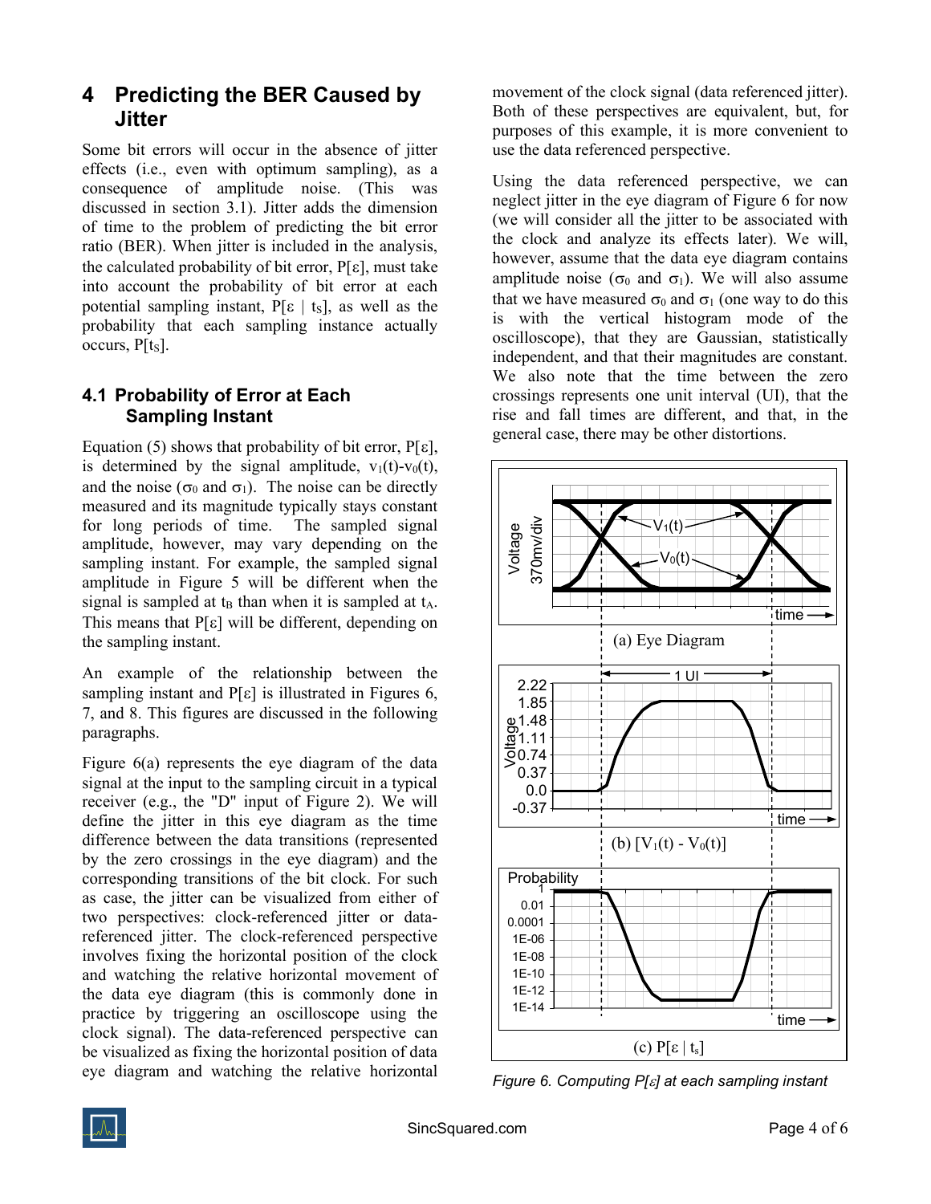# 4 Predicting the BER Caused by Jitter

Some bit errors will occur in the absence of jitter effects (i.e., even with optimum sampling), as a consequence of amplitude noise. (This was discussed in section 3.1). Jitter adds the dimension of time to the problem of predicting the bit error ratio (BER). When jitter is included in the analysis, the calculated probability of bit error, P[ε], must take into account the probability of bit error at each potential sampling instant, P[ε | $t_S$], as well as the probability that each sampling instance actually occurs, P[$t_S$].

## 4.1 Probability of Error at Each Sampling Instant

Equation (5) shows that probability of bit error, P[ε], is determined by the signal amplitude, $v_1(t)$-$v_0(t)$, and the noise ($\sigma_0$ and $\sigma_1$). The noise can be directly measured and its magnitude typically stays constant for long periods of time. The sampled signal amplitude, however, may vary depending on the sampling instant. For example, the sampled signal amplitude in Figure 5 will be different when the signal is sampled at $t_B$ than when it is sampled at $t_A$. This means that P[ε] will be different, depending on the sampling instant.

An example of the relationship between the sampling instant and P[ε] is illustrated in Figures 6, 7, and 8. This figures are discussed in the following paragraphs.

Figure 6(a) represents the eye diagram of the data signal at the input to the sampling circuit in a typical receiver (e.g., the "D" input of Figure 2). We will define the jitter in this eye diagram as the time difference between the data transitions (represented by the zero crossings in the eye diagram) and the corresponding transitions of the bit clock. For such as case, the jitter can be visualized from either of two perspectives: clock-referenced jitter or data-referenced jitter. The clock-referenced perspective involves fixing the horizontal position of the clock and watching the relative horizontal movement of the data eye diagram (this is commonly done in practice by triggering an oscilloscope using the clock signal). The data-referenced perspective can be visualized as fixing the horizontal position of data eye diagram and watching the relative horizontal movement of the clock signal (data referenced jitter). Both of these perspectives are equivalent, but, for purposes of this example, it is more convenient to use the data referenced perspective.

Using the data referenced perspective, we can neglect jitter in the eye diagram of Figure 6 for now (we will consider all the jitter to be associated with the clock and analyze its effects later). We will, however, assume that the data eye diagram contains amplitude noise ($\sigma_0$ and $\sigma_1$). We will also assume that we have measured $\sigma_0$ and $\sigma_1$ (one way to do this is with the vertical histogram mode of the oscilloscope), that they are Gaussian, statistically independent, and that their magnitudes are constant. We also note that the time between the zero crossings represents one unit interval (UI), that the rise and fall times are different, and that, in the general case, there may be other distortions.

*Figure 6. Computing P[ε] at each sampling instant*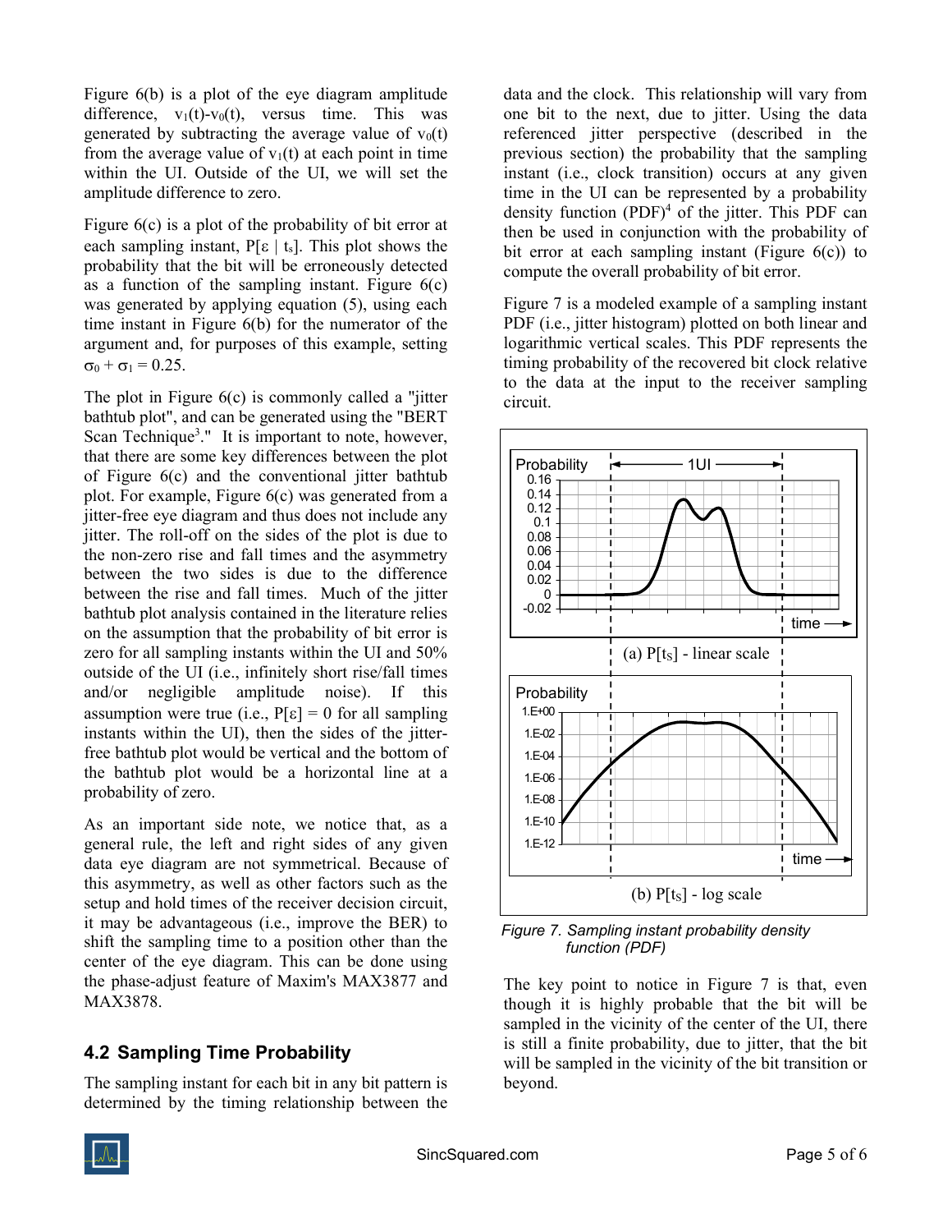Figure 6(b) is a plot of the eye diagram amplitude difference, $v_1(t)$-$v_0(t)$, versus time. This was generated by subtracting the average value of $v_0(t)$ from the average value of $v_1(t)$ at each point in time within the UI. Outside of the UI, we will set the amplitude difference to zero.

Figure 6(c) is a plot of the probability of bit error at each sampling instant, $P[\varepsilon \mid t_s]$. This plot shows the probability that the bit will be erroneously detected as a function of the sampling instant. Figure 6(c) was generated by applying equation (5), using each time instant in Figure 6(b) for the numerator of the argument and, for purposes of this example, setting $\sigma_0 + \sigma_1 = 0.25$.

The plot in Figure 6(c) is commonly called a "jitter bathtub plot", and can be generated using the "BERT Scan Technique[3]." It is important to note, however, that there are some key differences between the plot of Figure 6(c) and the conventional jitter bathtub plot. For example, Figure 6(c) was generated from a jitter-free eye diagram and thus does not include any jitter. The roll-off on the sides of the plot is due to the non-zero rise and fall times and the asymmetry between the two sides is due to the difference between the rise and fall times. Much of the jitter bathtub plot analysis contained in the literature relies on the assumption that the probability of bit error is zero for all sampling instants within the UI and 50% outside of the UI (i.e., infinitely short rise/fall times and/or negligible amplitude noise). If this assumption were true (i.e., $P[\varepsilon] = 0$ for all sampling instants within the UI), then the sides of the jitter-free bathtub plot would be vertical and the bottom of the bathtub plot would be a horizontal line at a probability of zero.

As an important side note, we notice that, as a general rule, the left and right sides of any given data eye diagram are not symmetrical. Because of this asymmetry, as well as other factors such as the setup and hold times of the receiver decision circuit, it may be advantageous (i.e., improve the BER) to shift the sampling time to a position other than the center of the eye diagram. This can be done using the phase-adjust feature of Maxim's MAX3877 and MAX3878.

## 4.2 Sampling Time Probability

The sampling instant for each bit in any bit pattern is determined by the timing relationship between the data and the clock. This relationship will vary from one bit to the next, due to jitter. Using the data referenced jitter perspective (described in the previous section) the probability that the sampling instant (i.e., clock transition) occurs at any given time in the UI can be represented by a probability density function (PDF)[4] of the jitter. This PDF can then be used in conjunction with the probability of bit error at each sampling instant (Figure 6(c)) to compute the overall probability of bit error.

Figure 7 is a modeled example of a sampling instant PDF (i.e., jitter histogram) plotted on both linear and logarithmic vertical scales. This PDF represents the timing probability of the recovered bit clock relative to the data at the input to the receiver sampling circuit.

(a) $P[t_S]$ - linear scale

(b) $P[t_S]$ - log scale

*Figure 7. Sampling instant probability density function (PDF)*

The key point to notice in Figure 7 is that, even though it is highly probable that the bit will be sampled in the vicinity of the center of the UI, there is still a finite probability, due to jitter, that the bit will be sampled in the vicinity of the bit transition or beyond.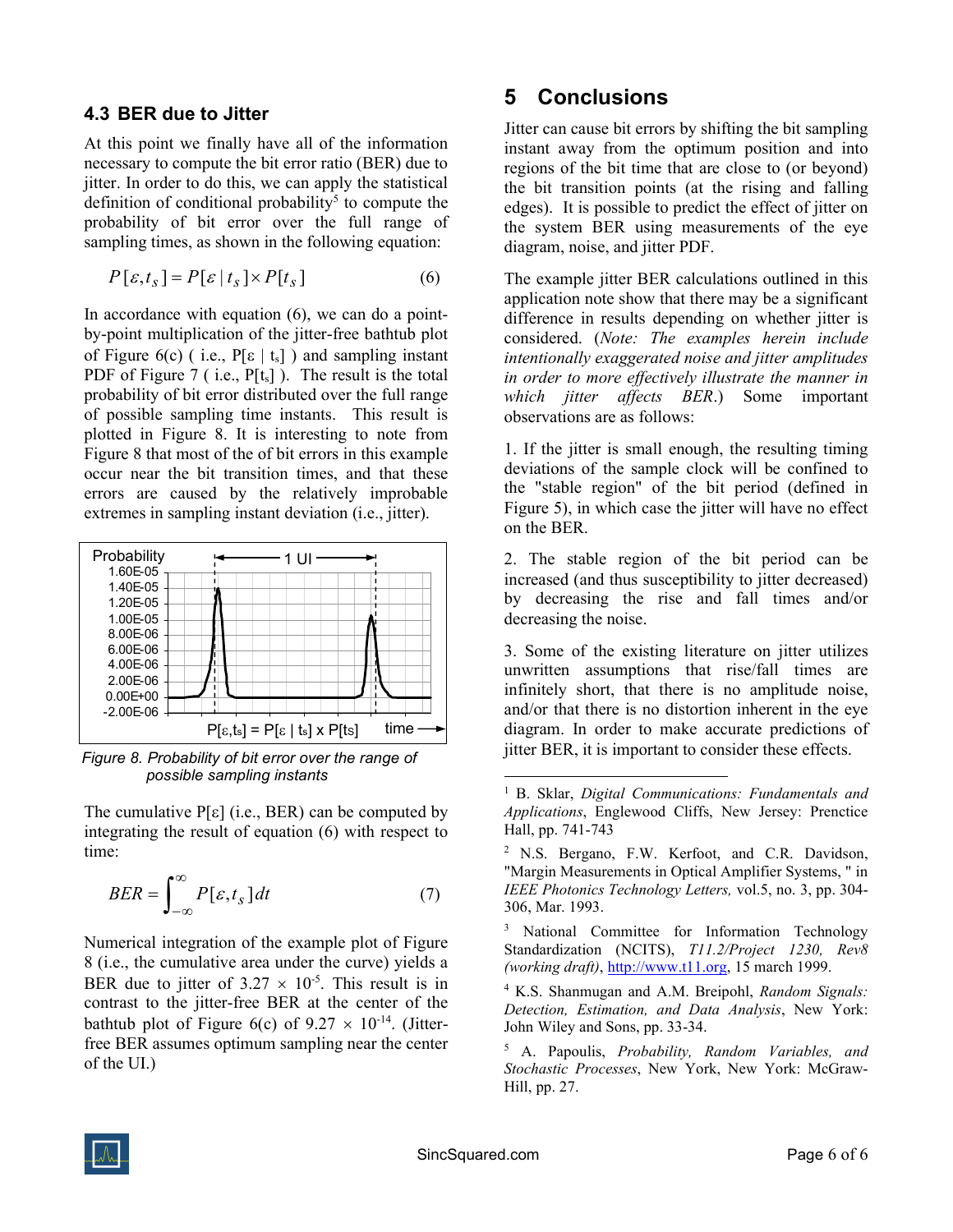### 4.3 BER due to Jitter

At this point we finally have all of the information necessary to compute the bit error ratio (BER) due to jitter. In order to do this, we can apply the statistical definition of conditional probability[5] to compute the probability of bit error over the full range of sampling times, as shown in the following equation:

$$P[\varepsilon,t_s] = P[\varepsilon \mid t_s] \times P[t_s] \qquad (6)$$

In accordance with equation (6), we can do a point-by-point multiplication of the jitter-free bathtub plot of Figure 6(c) ( i.e., $P[\varepsilon \mid t_s]$ ) and sampling instant PDF of Figure 7 ( i.e., $P[t_s]$ ). The result is the total probability of bit error distributed over the full range of possible sampling time instants. This result is plotted in Figure 8. It is interesting to note from Figure 8 that most of the of bit errors in this example occur near the bit transition times, and that these errors are caused by the relatively improbable extremes in sampling instant deviation (i.e., jitter).

Probability
1 UI
1.60E-05
1.40E-05
1.20E-05
1.00E-05
8.00E-06
6.00E-06
4.00E-06
2.00E-06
0.00E+00
-2.00E-06
$P[\varepsilon,t_s] = P[\varepsilon \mid t_s] \times P[t_s]$
time

*Figure 8. Probability of bit error over the range of possible sampling instants*

The cumulative $P[\varepsilon]$ (i.e., BER) can be computed by integrating the result of equation (6) with respect to time:

$$BER = \int_{-\infty}^{\infty} P[\varepsilon,t_s]\,dt \qquad (7)$$

Numerical integration of the example plot of Figure 8 (i.e., the cumulative area under the curve) yields a BER due to jitter of $3.27 \times 10^{-5}$. This result is in contrast to the jitter-free BER at the center of the bathtub plot of Figure 6(c) of $9.27 \times 10^{-14}$. (Jitter-free BER assumes optimum sampling near the center of the UI.)

# 5 Conclusions

Jitter can cause bit errors by shifting the bit sampling instant away from the optimum position and into regions of the bit time that are close to (or beyond) the bit transition points (at the rising and falling edges). It is possible to predict the effect of jitter on the system BER using measurements of the eye diagram, noise, and jitter PDF.

The example jitter BER calculations outlined in this application note show that there may be a significant difference in results depending on whether jitter is considered. (*Note: The examples herein include intentionally exaggerated noise and jitter amplitudes in order to more effectively illustrate the manner in which jitter affects BER.*) Some important observations are as follows:

1. If the jitter is small enough, the resulting timing deviations of the sample clock will be confined to the "stable region" of the bit period (defined in Figure 5), in which case the jitter will have no effect on the BER.

2. The stable region of the bit period can be increased (and thus susceptibility to jitter decreased) by decreasing the rise and fall times and/or decreasing the noise.

3. Some of the existing literature on jitter utilizes unwritten assumptions that rise/fall times are infinitely short, that there is no amplitude noise, and/or that there is no distortion inherent in the eye diagram. In order to make accurate predictions of jitter BER, it is important to consider these effects.

---

[1] B. Sklar, *Digital Communications: Fundamentals and Applications*, Englewood Cliffs, New Jersey: Prenctice Hall, pp. 741-743

[2] N.S. Bergano, F.W. Kerfoot, and C.R. Davidson, "Margin Measurements in Optical Amplifier Systems, " in *IEEE Photonics Technology Letters,* vol.5, no. 3, pp. 304-306, Mar. 1993.

[3] National Committee for Information Technology Standardization (NCITS), *T11.2/Project 1230, Rev8 (working draft)*, http://www.t11.org, 15 march 1999.

[4] K.S. Shanmugan and A.M. Breipohl, *Random Signals: Detection, Estimation, and Data Analysis*, New York: John Wiley and Sons, pp. 33-34.

[5] A. Papoulis, *Probability, Random Variables, and Stochastic Processes*, New York, New York: McGraw-Hill, pp. 27.